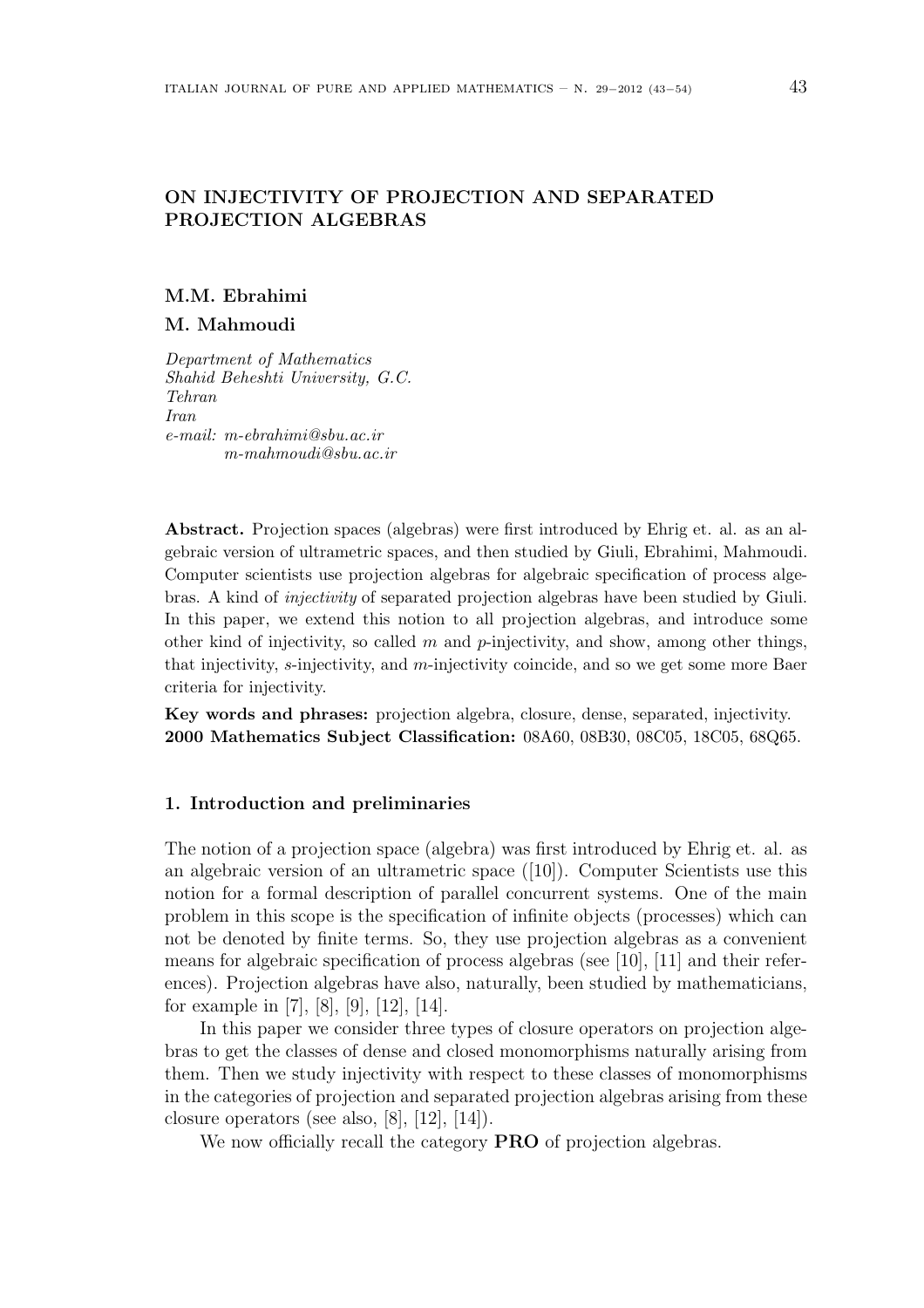# ON INJECTIVITY OF PROJECTION AND SEPARATED PROJECTION ALGEBRAS

**M.M. Ebrahimi**

**M. Mahmoudi**

*Department of Mathematics*
*Shahid Beheshti University, G.C.*
*Tehran*
*Iran*
*e-mail: m-ebrahimi@sbu.ac.ir*
*m-mahmoudi@sbu.ac.ir*

**Abstract.** Projection spaces (algebras) were first introduced by Ehrig et. al. as an algebraic version of ultrametric spaces, and then studied by Giuli, Ebrahimi, Mahmoudi. Computer scientists use projection algebras for algebraic specification of process algebras. A kind of *injectivity* of separated projection algebras have been studied by Giuli. In this paper, we extend this notion to all projection algebras, and introduce some other kind of injectivity, so called $m$ and $p$-injectivity, and show, among other things, that injectivity, $s$-injectivity, and $m$-injectivity coincide, and so we get some more Baer criteria for injectivity.

**Key words and phrases:** projection algebra, closure, dense, separated, injectivity.
**2000 Mathematics Subject Classification:** 08A60, 08B30, 08C05, 18C05, 68Q65.

## 1. Introduction and preliminaries

The notion of a projection space (algebra) was first introduced by Ehrig et. al. as an algebraic version of an ultrametric space ([10]). Computer Scientists use this notion for a formal description of parallel concurrent systems. One of the main problem in this scope is the specification of infinite objects (processes) which can not be denoted by finite terms. So, they use projection algebras as a convenient means for algebraic specification of process algebras (see [10], [11] and their references). Projection algebras have also, naturally, been studied by mathematicians, for example in [7], [8], [9], [12], [14].

In this paper we consider three types of closure operators on projection algebras to get the classes of dense and closed monomorphisms naturally arising from them. Then we study injectivity with respect to these classes of monomorphisms in the categories of projection and separated projection algebras arising from these closure operators (see also, [8], [12], [14]).

We now officially recall the category **PRO** of projection algebras.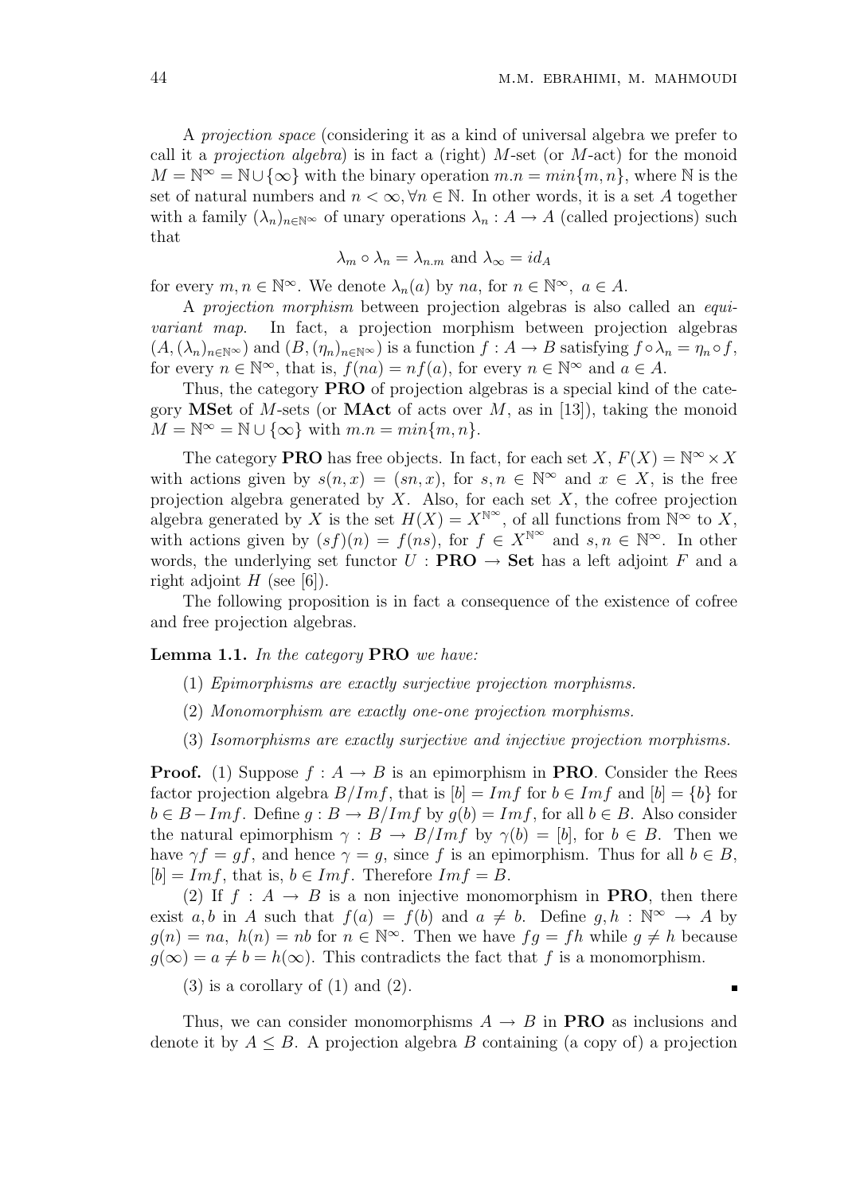A *projection space* (considering it as a kind of universal algebra we prefer to call it a *projection algebra*) is in fact a (right) $M$-set (or $M$-act) for the monoid $M = \mathbb{N}^{\infty} = \mathbb{N} \cup \{\infty\}$ with the binary operation $m.n = min\{m, n\}$, where $\mathbb{N}$ is the set of natural numbers and $n < \infty, \forall n \in \mathbb{N}$. In other words, it is a set $A$ together with a family $(\lambda_n)_{n\in\mathbb{N}^{\infty}}$ of unary operations $\lambda_n : A \to A$ (called projections) such that

$$\lambda_m \circ \lambda_n = \lambda_{n.m} \text{ and } \lambda_{\infty} = id_A$$

for every $m, n \in \mathbb{N}^{\infty}$. We denote $\lambda_n(a)$ by $na$, for $n \in \mathbb{N}^{\infty}$, $a \in A$.

A *projection morphism* between projection algebras is also called an *equivariant map*. In fact, a projection morphism between projection algebras $(A, (\lambda_n)_{n\in\mathbb{N}^{\infty}})$ and $(B, (\eta_n)_{n\in\mathbb{N}^{\infty}})$ is a function $f : A \to B$ satisfying $f \circ \lambda_n = \eta_n \circ f$, for every $n \in \mathbb{N}^{\infty}$, that is, $f(na) = nf(a)$, for every $n \in \mathbb{N}^{\infty}$ and $a \in A$.

Thus, the category **PRO** of projection algebras is a special kind of the category **MSet** of $M$-sets (or **MAct** of acts over $M$, as in [13]), taking the monoid $M = \mathbb{N}^{\infty} = \mathbb{N} \cup \{\infty\}$ with $m.n = min\{m, n\}$.

The category **PRO** has free objects. In fact, for each set $X$, $F(X) = \mathbb{N}^{\infty} \times X$ with actions given by $s(n, x) = (sn, x)$, for $s, n \in \mathbb{N}^{\infty}$ and $x \in X$, is the free projection algebra generated by $X$. Also, for each set $X$, the cofree projection algebra generated by $X$ is the set $H(X) = X^{\mathbb{N}^{\infty}}$, of all functions from $\mathbb{N}^{\infty}$ to $X$, with actions given by $(sf)(n) = f(ns)$, for $f \in X^{\mathbb{N}^{\infty}}$ and $s, n \in \mathbb{N}^{\infty}$. In other words, the underlying set functor $U : \mathbf{PRO} \to \mathbf{Set}$ has a left adjoint $F$ and a right adjoint $H$ (see [6]).

The following proposition is in fact a consequence of the existence of cofree and free projection algebras.

**Lemma 1.1.** *In the category* **PRO** *we have:*

(1) *Epimorphisms are exactly surjective projection morphisms.*

(2) *Monomorphism are exactly one-one projection morphisms.*

(3) *Isomorphisms are exactly surjective and injective projection morphisms.*

**Proof.** (1) Suppose $f : A \to B$ is an epimorphism in **PRO**. Consider the Rees factor projection algebra $B/Imf$, that is $[b] = Imf$ for $b \in Imf$ and $[b] = \{b\}$ for $b \in B - Imf$. Define $g : B \to B/Imf$ by $g(b) = Imf$, for all $b \in B$. Also consider the natural epimorphism $\gamma : B \to B/Imf$ by $\gamma(b) = [b]$, for $b \in B$. Then we have $\gamma f = gf$, and hence $\gamma = g$, since $f$ is an epimorphism. Thus for all $b \in B$, $[b] = Imf$, that is, $b \in Imf$. Therefore $Imf = B$.

(2) If $f : A \to B$ is a non injective monomorphism in **PRO**, then there exist $a, b$ in $A$ such that $f(a) = f(b)$ and $a \neq b$. Define $g, h : \mathbb{N}^{\infty} \to A$ by $g(n) = na$, $h(n) = nb$ for $n \in \mathbb{N}^{\infty}$. Then we have $fg = fh$ while $g \neq h$ because $g(\infty) = a \neq b = h(\infty)$. This contradicts the fact that $f$ is a monomorphism.

(3) is a corollary of (1) and (2). ∎

Thus, we can consider monomorphisms $A \to B$ in **PRO** as inclusions and denote it by $A \leq B$. A projection algebra $B$ containing (a copy of) a projection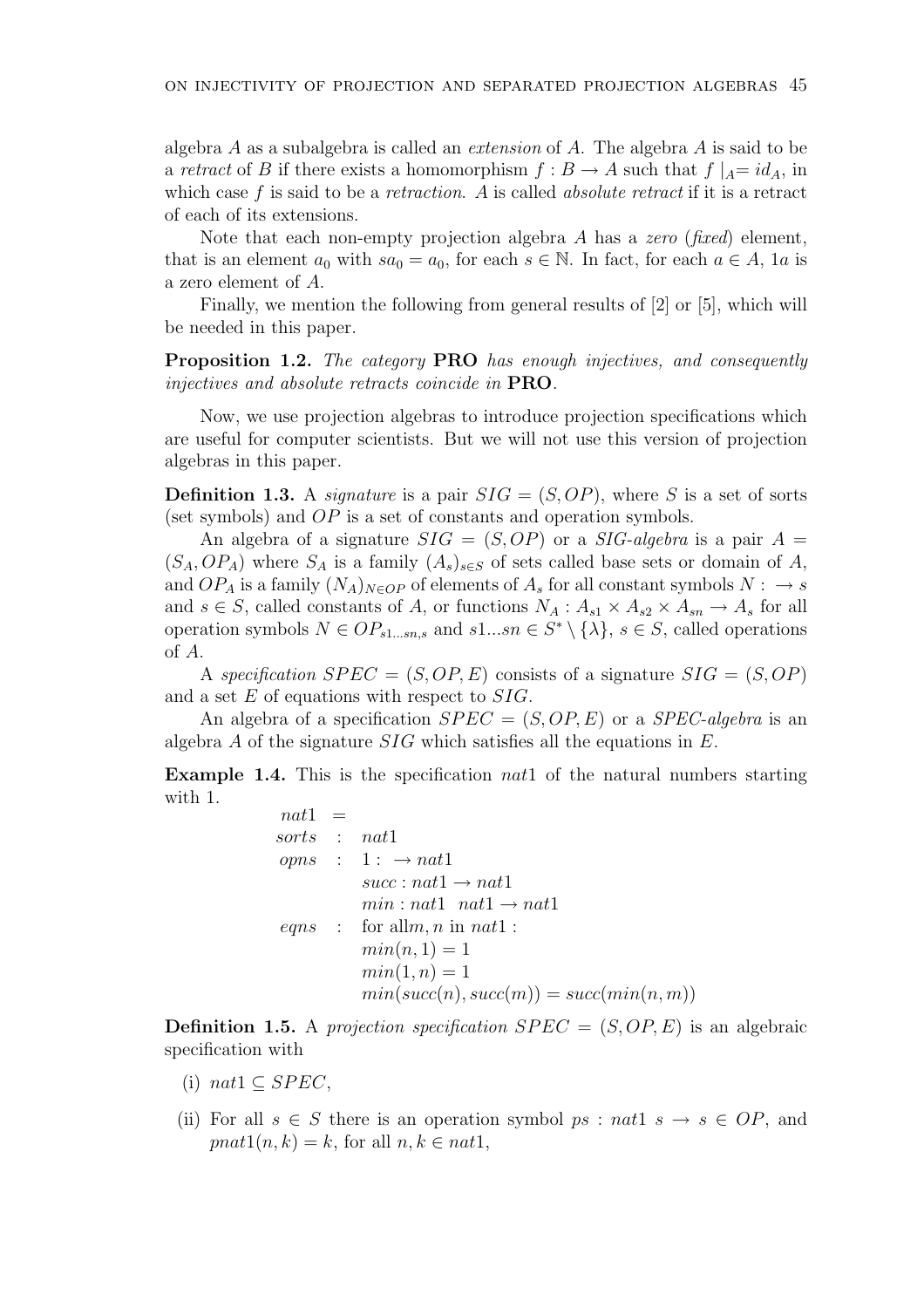algebra $A$ as a subalgebra is called an *extension* of $A$. The algebra $A$ is said to be a *retract* of $B$ if there exists a homomorphism $f : B \to A$ such that $f|_A = id_A$, in which case $f$ is said to be a *retraction*. $A$ is called *absolute retract* if it is a retract of each of its extensions.

Note that each non-empty projection algebra $A$ has a *zero* (*fixed*) element, that is an element $a_0$ with $sa_0 = a_0$, for each $s \in \mathbb{N}$. In fact, for each $a \in A$, $1a$ is a zero element of $A$.

Finally, we mention the following from general results of [2] or [5], which will be needed in this paper.

**Proposition 1.2.** *The category* **PRO** *has enough injectives, and consequently injectives and absolute retracts coincide in* **PRO**.

Now, we use projection algebras to introduce projection specifications which are useful for computer scientists. But we will not use this version of projection algebras in this paper.

**Definition 1.3.** A *signature* is a pair $SIG = (S, OP)$, where $S$ is a set of sorts (set symbols) and $OP$ is a set of constants and operation symbols.

An algebra of a signature $SIG = (S, OP)$ or a *SIG-algebra* is a pair $A = (S_A, OP_A)$ where $S_A$ is a family $(A_s)_{s \in S}$ of sets called base sets or domain of $A$, and $OP_A$ is a family $(N_A)_{N \in OP}$ of elements of $A_s$ for all constant symbols $N : \to s$ and $s \in S$, called constants of $A$, or functions $N_A : A_{s1} \times A_{s2} \times A_{sn} \to A_s$ for all operation symbols $N \in OP_{s1 \ldots sn, s}$ and $s1 \ldots sn \in S^* \setminus \{\lambda\}$, $s \in S$, called operations of $A$.

A *specification* $SPEC = (S, OP, E)$ consists of a signature $SIG = (S, OP)$ and a set $E$ of equations with respect to $SIG$.

An algebra of a specification $SPEC = (S, OP, E)$ or a *SPEC-algebra* is an algebra $A$ of the signature $SIG$ which satisfies all the equations in $E$.

**Example 1.4.** This is the specification $nat1$ of the natural numbers starting with 1.

$$
\begin{array}{lll}
nat1 & = & \\
sorts & : & nat1 \\
opns & : & 1 : \ \to nat1 \\
 & & succ : nat1 \to nat1 \\
 & & min : nat1 \ \ nat1 \to nat1 \\
eqns & : & \text{for all} m, n \text{ in } nat1 : \\
 & & min(n, 1) = 1 \\
 & & min(1, n) = 1 \\
 & & min(succ(n), succ(m)) = succ(min(n, m))
\end{array}
$$

**Definition 1.5.** A *projection specification* $SPEC = (S, OP, E)$ is an algebraic specification with

(i) $nat1 \subseteq SPEC$,

(ii) For all $s \in S$ there is an operation symbol $ps : nat1 \ s \to s \in OP$, and $pnat1(n, k) = k$, for all $n, k \in nat1$,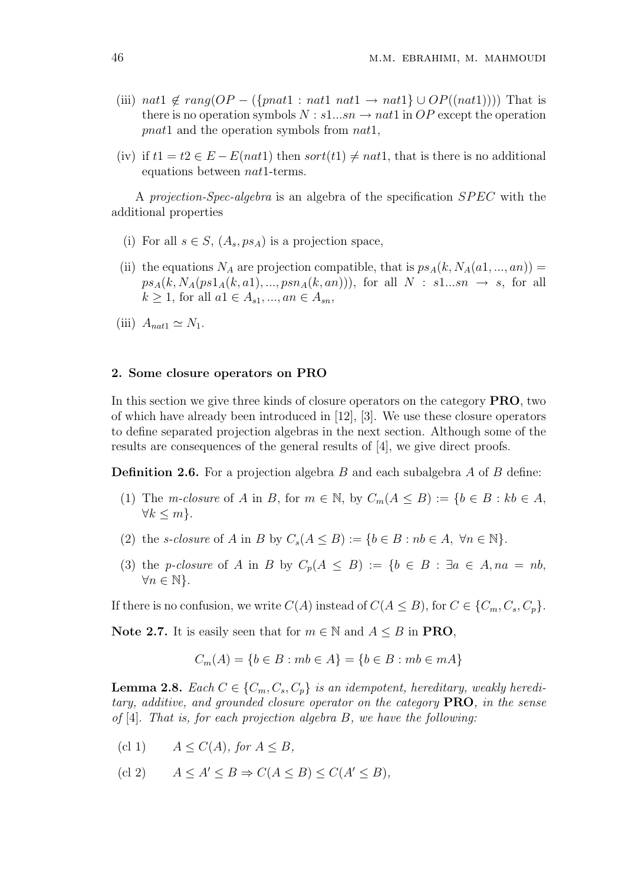(iii) $nat1 \notin rang(OP - (\{pnat1 : nat1\ nat1 \to nat1\} \cup OP((nat1))))$ That is there is no operation symbols $N : s1...sn \to nat1$ in $OP$ except the operation $pnat1$ and the operation symbols from $nat1$,

(iv) if $t1 = t2 \in E - E(nat1)$ then $sort(t1) \neq nat1$, that is there is no additional equations between $nat1$-terms.

A *projection-Spec-algebra* is an algebra of the specification $SPEC$ with the additional properties

(i) For all $s \in S$, $(A_s, ps_A)$ is a projection space,

(ii) the equations $N_A$ are projection compatible, that is $ps_A(k, N_A(a1, ..., an)) = ps_A(k, N_A(ps1_A(k, a1), ..., psn_A(k, an)))$, for all $N : s1...sn \to s$, for all $k \geq 1$, for all $a1 \in A_{s1}, ..., an \in A_{sn}$,

(iii) $A_{nat1} \simeq N_1$.

## 2. Some closure operators on PRO

In this section we give three kinds of closure operators on the category **PRO**, two of which have already been introduced in [12], [3]. We use these closure operators to define separated projection algebras in the next section. Although some of the results are consequences of the general results of [4], we give direct proofs.

**Definition 2.6.** For a projection algebra $B$ and each subalgebra $A$ of $B$ define:

(1) The *m-closure* of $A$ in $B$, for $m \in \mathbb{N}$, by $C_m(A \leq B) := \{b \in B : kb \in A, \forall k \leq m\}$.

(2) the *s-closure* of $A$ in $B$ by $C_s(A \leq B) := \{b \in B : nb \in A, \ \forall n \in \mathbb{N}\}$.

(3) the *p-closure* of $A$ in $B$ by $C_p(A \leq B) := \{b \in B : \exists a \in A, na = nb, \forall n \in \mathbb{N}\}$.

If there is no confusion, we write $C(A)$ instead of $C(A \leq B)$, for $C \in \{C_m, C_s, C_p\}$.

**Note 2.7.** It is easily seen that for $m \in \mathbb{N}$ and $A \leq B$ in **PRO**,

$$C_m(A) = \{b \in B : mb \in A\} = \{b \in B : mb \in mA\}$$

**Lemma 2.8.** *Each $C \in \{C_m, C_s, C_p\}$ is an idempotent, hereditary, weakly hereditary, additive, and grounded closure operator on the category* **PRO***, in the sense of* [4]*. That is, for each projection algebra $B$, we have the following:*

(cl 1) $\quad A \leq C(A)$, *for* $A \leq B$,

(cl 2) $\quad A \leq A' \leq B \Rightarrow C(A \leq B) \leq C(A' \leq B)$,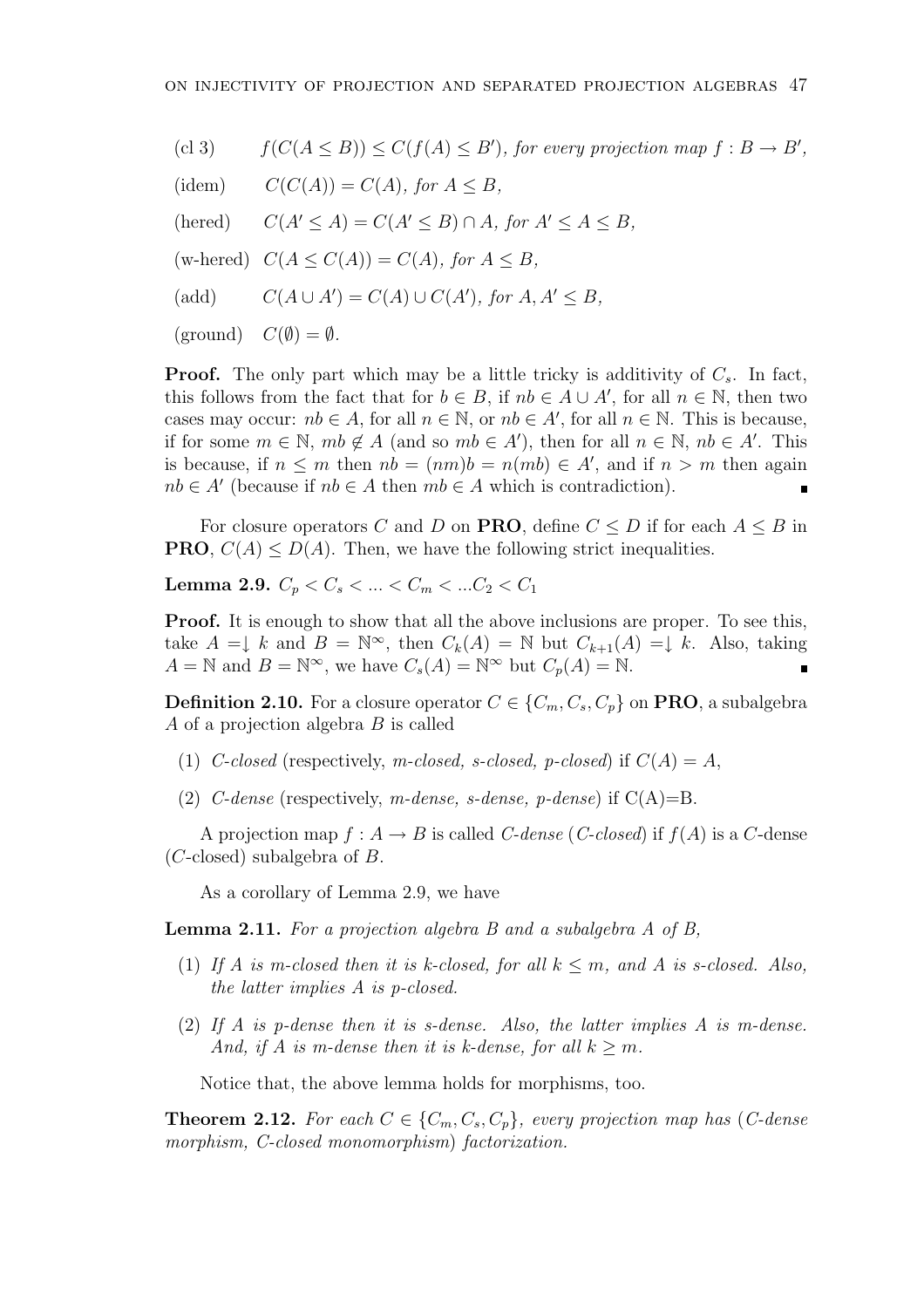(cl 3) $\quad f(C(A \leq B)) \leq C(f(A) \leq B')$, *for every projection map* $f : B \to B'$,

(idem) $\quad C(C(A)) = C(A)$, *for* $A \leq B$,

(hered) $\quad C(A' \leq A) = C(A' \leq B) \cap A$, *for* $A' \leq A \leq B$,

(w-hered) $\quad C(A \leq C(A)) = C(A)$, *for* $A \leq B$,

(add) $\quad C(A \cup A') = C(A) \cup C(A')$, *for* $A, A' \leq B$,

(ground) $\quad C(\emptyset) = \emptyset$.

**Proof.** The only part which may be a little tricky is additivity of $C_s$. In fact, this follows from the fact that for $b \in B$, if $nb \in A \cup A'$, for all $n \in \mathbb{N}$, then two cases may occur: $nb \in A$, for all $n \in \mathbb{N}$, or $nb \in A'$, for all $n \in \mathbb{N}$. This is because, if for some $m \in \mathbb{N}$, $mb \notin A$ (and so $mb \in A'$), then for all $n \in \mathbb{N}$, $nb \in A'$. This is because, if $n \leq m$ then $nb = (nm)b = n(mb) \in A'$, and if $n > m$ then again $nb \in A'$ (because if $nb \in A$ then $mb \in A$ which is contradiction). ∎

For closure operators $C$ and $D$ on **PRO**, define $C \leq D$ if for each $A \leq B$ in **PRO**, $C(A) \leq D(A)$. Then, we have the following strict inequalities.

**Lemma 2.9.** $C_p < C_s < ... < C_m < ...C_2 < C_1$

**Proof.** It is enough to show that all the above inclusions are proper. To see this, take $A = \downarrow k$ and $B = \mathbb{N}^\infty$, then $C_k(A) = \mathbb{N}$ but $C_{k+1}(A) = \downarrow k$. Also, taking $A = \mathbb{N}$ and $B = \mathbb{N}^\infty$, we have $C_s(A) = \mathbb{N}^\infty$ but $C_p(A) = \mathbb{N}$. ∎

**Definition 2.10.** For a closure operator $C \in \{C_m, C_s, C_p\}$ on **PRO**, a subalgebra $A$ of a projection algebra $B$ is called

1. *C-closed* (respectively, *m-closed, s-closed, p-closed*) if $C(A) = A$,
2. *C-dense* (respectively, *m-dense, s-dense, p-dense*) if C(A)=B.

A projection map $f : A \to B$ is called *C-dense* (*C-closed*) if $f(A)$ is a $C$-dense ($C$-closed) subalgebra of $B$.

As a corollary of Lemma 2.9, we have

**Lemma 2.11.** *For a projection algebra $B$ and a subalgebra $A$ of $B$,*

1. *If $A$ is m-closed then it is k-closed, for all $k \leq m$, and $A$ is s-closed. Also, the latter implies $A$ is p-closed.*
2. *If $A$ is p-dense then it is s-dense. Also, the latter implies $A$ is m-dense. And, if $A$ is m-dense then it is k-dense, for all $k \geq m$.*

Notice that, the above lemma holds for morphisms, too.

**Theorem 2.12.** *For each $C \in \{C_m, C_s, C_p\}$, every projection map has ($C$-dense morphism, $C$-closed monomorphism) factorization.*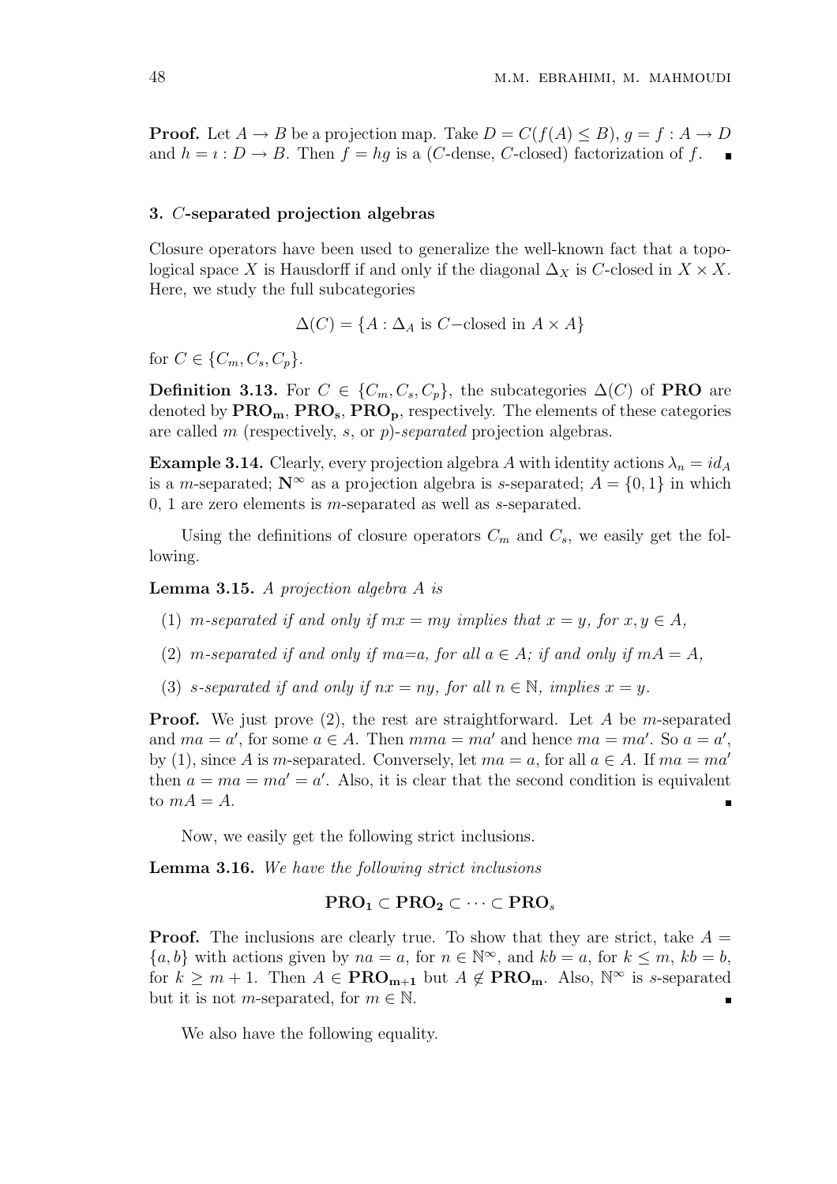**Proof.** Let $A \to B$ be a projection map. Take $D = C(f(A) \leq B)$, $g = f : A \to D$ and $h = \imath : D \to B$. Then $f = hg$ is a ($C$-dense, $C$-closed) factorization of $f$. ∎

### 3. $C$-separated projection algebras

Closure operators have been used to generalize the well-known fact that a topological space $X$ is Hausdorff if and only if the diagonal $\Delta_X$ is $C$-closed in $X \times X$. Here, we study the full subcategories

$$\Delta(C) = \{A : \Delta_A \text{ is } C\text{−closed in } A \times A\}$$

for $C \in \{C_m, C_s, C_p\}$.

**Definition 3.13.** For $C \in \{C_m, C_s, C_p\}$, the subcategories $\Delta(C)$ of **PRO** are denoted by $\mathbf{PRO_m}$, $\mathbf{PRO_s}$, $\mathbf{PRO_p}$, respectively. The elements of these categories are called $m$ (respectively, $s$, or $p$)-*separated* projection algebras.

**Example 3.14.** Clearly, every projection algebra $A$ with identity actions $\lambda_n = id_A$ is a $m$-separated; $\mathbf{N}^\infty$ as a projection algebra is $s$-separated; $A = \{0, 1\}$ in which 0, 1 are zero elements is $m$-separated as well as $s$-separated.

Using the definitions of closure operators $C_m$ and $C_s$, we easily get the following.

**Lemma 3.15.** *A projection algebra $A$ is*

1. *$m$-separated if and only if $mx = my$ implies that $x = y$, for $x, y \in A$,*
2. *$m$-separated if and only if $ma$=$a$, for all $a \in A$; if and only if $mA = A$,*
3. *$s$-separated if and only if $nx = ny$, for all $n \in \mathbb{N}$, implies $x = y$.*

**Proof.** We just prove (2), the rest are straightforward. Let $A$ be $m$-separated and $ma = a'$, for some $a \in A$. Then $mma = ma'$ and hence $ma = ma'$. So $a = a'$, by (1), since $A$ is $m$-separated. Conversely, let $ma = a$, for all $a \in A$. If $ma = ma'$ then $a = ma = ma' = a'$. Also, it is clear that the second condition is equivalent to $mA = A$. ∎

Now, we easily get the following strict inclusions.

**Lemma 3.16.** *We have the following strict inclusions*

$$\mathbf{PRO_1} \subset \mathbf{PRO_2} \subset \cdots \subset \mathbf{PRO}_s$$

**Proof.** The inclusions are clearly true. To show that they are strict, take $A = \{a, b\}$ with actions given by $na = a$, for $n \in \mathbb{N}^\infty$, and $kb = a$, for $k \leq m$, $kb = b$, for $k \geq m + 1$. Then $A \in \mathbf{PRO_{m+1}}$ but $A \notin \mathbf{PRO_m}$. Also, $\mathbb{N}^\infty$ is $s$-separated but it is not $m$-separated, for $m \in \mathbb{N}$. ∎

We also have the following equality.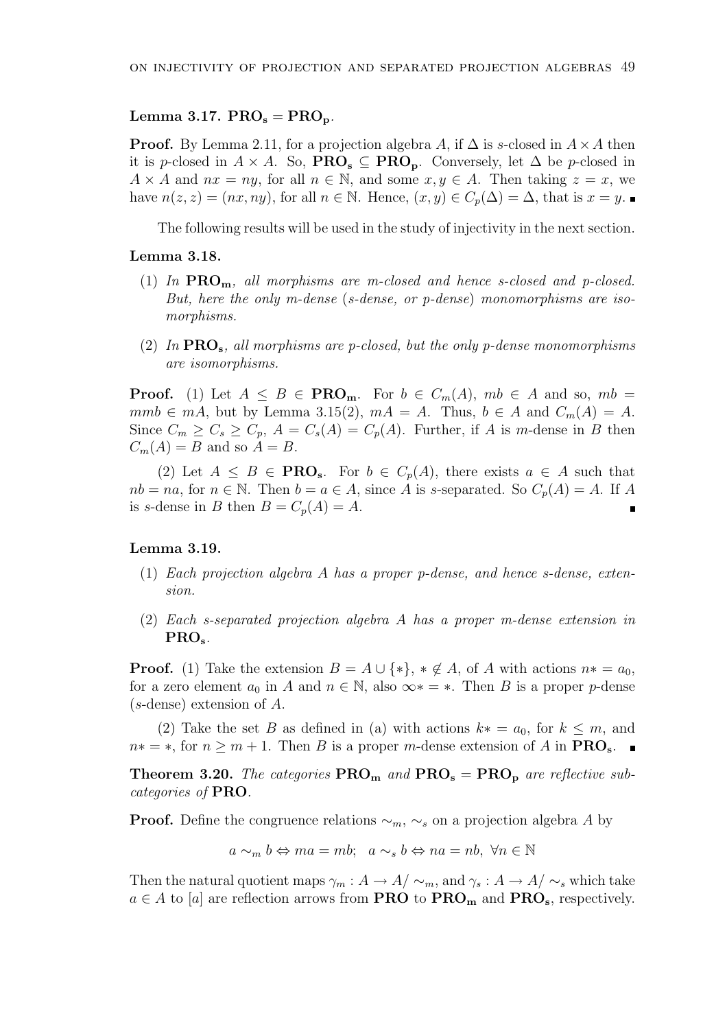**Lemma 3.17.** $\mathbf{PRO_s} = \mathbf{PRO_p}$.

**Proof.** By Lemma 2.11, for a projection algebra $A$, if $\Delta$ is $s$-closed in $A \times A$ then it is $p$-closed in $A \times A$. So, $\mathbf{PRO_s} \subseteq \mathbf{PRO_p}$. Conversely, let $\Delta$ be $p$-closed in $A \times A$ and $nx = ny$, for all $n \in \mathbb{N}$, and some $x, y \in A$. Then taking $z = x$, we have $n(z, z) = (nx, ny)$, for all $n \in \mathbb{N}$. Hence, $(x, y) \in C_p(\Delta) = \Delta$, that is $x = y$. ∎

The following results will be used in the study of injectivity in the next section.

**Lemma 3.18.**

1. *In $\mathbf{PRO_m}$, all morphisms are $m$-closed and hence $s$-closed and $p$-closed. But, here the only $m$-dense ($s$-dense, or $p$-dense) monomorphisms are isomorphisms.*
2. *In $\mathbf{PRO_s}$, all morphisms are $p$-closed, but the only $p$-dense monomorphisms are isomorphisms.*

**Proof.** (1) Let $A \leq B \in \mathbf{PRO_m}$. For $b \in C_m(A)$, $mb \in A$ and so, $mb = mmb \in mA$, but by Lemma 3.15(2), $mA = A$. Thus, $b \in A$ and $C_m(A) = A$. Since $C_m \geq C_s \geq C_p$, $A = C_s(A) = C_p(A)$. Further, if $A$ is $m$-dense in $B$ then $C_m(A) = B$ and so $A = B$.

(2) Let $A \leq B \in \mathbf{PRO_s}$. For $b \in C_p(A)$, there exists $a \in A$ such that $nb = na$, for $n \in \mathbb{N}$. Then $b = a \in A$, since $A$ is $s$-separated. So $C_p(A) = A$. If $A$ is $s$-dense in $B$ then $B = C_p(A) = A$. ∎

**Lemma 3.19.**

1. *Each projection algebra $A$ has a proper $p$-dense, and hence $s$-dense, extension.*
2. *Each $s$-separated projection algebra $A$ has a proper $m$-dense extension in $\mathbf{PRO_s}$.*

**Proof.** (1) Take the extension $B = A \cup \{*\}$, $* \notin A$, of $A$ with actions $n* = a_0$, for a zero element $a_0$ in $A$ and $n \in \mathbb{N}$, also $\infty * = *$. Then $B$ is a proper $p$-dense ($s$-dense) extension of $A$.

(2) Take the set $B$ as defined in (a) with actions $k* = a_0$, for $k \leq m$, and $n* = *$, for $n \geq m + 1$. Then $B$ is a proper $m$-dense extension of $A$ in $\mathbf{PRO_s}$. ∎

**Theorem 3.20.** *The categories $\mathbf{PRO_m}$ and $\mathbf{PRO_s} = \mathbf{PRO_p}$ are reflective subcategories of $\mathbf{PRO}$.*

**Proof.** Define the congruence relations $\sim_m$, $\sim_s$ on a projection algebra $A$ by

$$a \sim_m b \Leftrightarrow ma = mb; \quad a \sim_s b \Leftrightarrow na = nb, \ \forall n \in \mathbb{N}$$

Then the natural quotient maps $\gamma_m : A \to A/\sim_m$, and $\gamma_s : A \to A/\sim_s$ which take $a \in A$ to $[a]$ are reflection arrows from $\mathbf{PRO}$ to $\mathbf{PRO_m}$ and $\mathbf{PRO_s}$, respectively.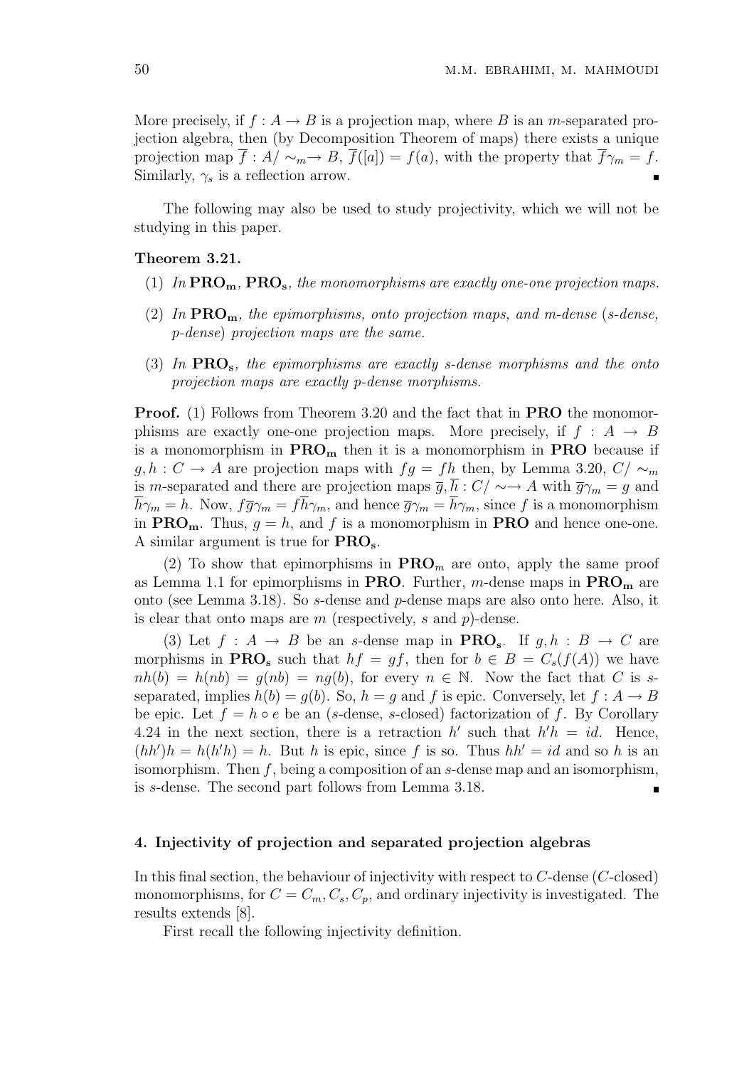More precisely, if $f : A \to B$ is a projection map, where $B$ is an $m$-separated projection algebra, then (by Decomposition Theorem of maps) there exists a unique projection map $\overline{f} : A/\sim_m \to B$, $\overline{f}([a]) = f(a)$, with the property that $\overline{f}\gamma_m = f$. Similarly, $\gamma_s$ is a reflection arrow. ∎

The following may also be used to study projectivity, which we will not be studying in this paper.

**Theorem 3.21.**

1. *In* $\mathbf{PRO_m}$, $\mathbf{PRO_s}$*, the monomorphisms are exactly one-one projection maps.*
2. *In* $\mathbf{PRO_m}$*, the epimorphisms, onto projection maps, and* $m$*-dense (*$s$*-dense,* $p$*-dense) projection maps are the same.*
3. *In* $\mathbf{PRO_s}$*, the epimorphisms are exactly* $s$*-dense morphisms and the onto projection maps are exactly* $p$*-dense morphisms.*

**Proof.** (1) Follows from Theorem 3.20 and the fact that in **PRO** the monomorphisms are exactly one-one projection maps. More precisely, if $f : A \to B$ is a monomorphism in $\mathbf{PRO_m}$ then it is a monomorphism in **PRO** because if $g, h : C \to A$ are projection maps with $fg = fh$ then, by Lemma 3.20, $C/\sim_m$ is $m$-separated and there are projection maps $\overline{g}, \overline{h} : C/\sim \to A$ with $\overline{g}\gamma_m = g$ and $\overline{h}\gamma_m = h$. Now, $f\overline{g}\gamma_m = f\overline{h}\gamma_m$, and hence $\overline{g}\gamma_m = \overline{h}\gamma_m$, since $f$ is a monomorphism in $\mathbf{PRO_m}$. Thus, $g = h$, and $f$ is a monomorphism in **PRO** and hence one-one. A similar argument is true for $\mathbf{PRO_s}$.

(2) To show that epimorphisms in $\mathbf{PRO}_m$ are onto, apply the same proof as Lemma 1.1 for epimorphisms in **PRO**. Further, $m$-dense maps in $\mathbf{PRO_m}$ are onto (see Lemma 3.18). So $s$-dense and $p$-dense maps are also onto here. Also, it is clear that onto maps are $m$ (respectively, $s$ and $p$)-dense.

(3) Let $f : A \to B$ be an $s$-dense map in $\mathbf{PRO_s}$. If $g, h : B \to C$ are morphisms in $\mathbf{PRO_s}$ such that $hf = gf$, then for $b \in B = C_s(f(A))$ we have $nh(b) = h(nb) = g(nb) = ng(b)$, for every $n \in \mathbb{N}$. Now the fact that $C$ is $s$-separated, implies $h(b) = g(b)$. So, $h = g$ and $f$ is epic. Conversely, let $f : A \to B$ be epic. Let $f = h \circ e$ be an ($s$-dense, $s$-closed) factorization of $f$. By Corollary 4.24 in the next section, there is a retraction $h'$ such that $h'h = id$. Hence, $(hh')h = h(h'h) = h$. But $h$ is epic, since $f$ is so. Thus $hh' = id$ and so $h$ is an isomorphism. Then $f$, being a composition of an $s$-dense map and an isomorphism, is $s$-dense. The second part follows from Lemma 3.18. ∎

## 4. Injectivity of projection and separated projection algebras

In this final section, the behaviour of injectivity with respect to $C$-dense ($C$-closed) monomorphisms, for $C = C_m, C_s, C_p$, and ordinary injectivity is investigated. The results extends [8].

First recall the following injectivity definition.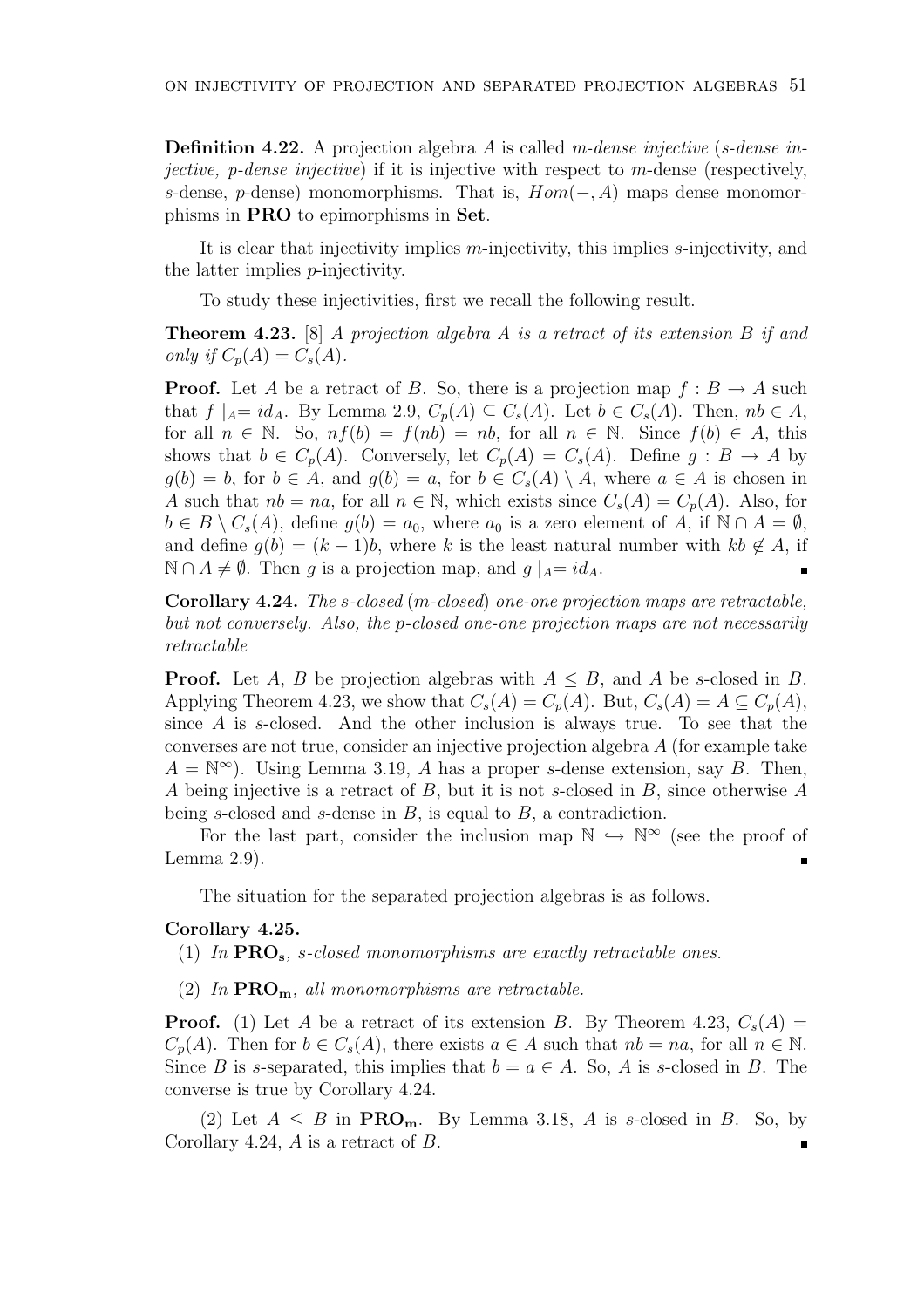**Definition 4.22.** A projection algebra $A$ is called *m-dense injective* (*s-dense injective, p-dense injective*) if it is injective with respect to $m$-dense (respectively, $s$-dense, $p$-dense) monomorphisms. That is, $Hom(-, A)$ maps dense monomorphisms in **PRO** to epimorphisms in **Set**.

It is clear that injectivity implies $m$-injectivity, this implies $s$-injectivity, and the latter implies $p$-injectivity.

To study these injectivities, first we recall the following result.

**Theorem 4.23.** [8] *A projection algebra $A$ is a retract of its extension $B$ if and only if $C_p(A) = C_s(A)$.*

**Proof.** Let $A$ be a retract of $B$. So, there is a projection map $f : B \to A$ such that $f\mid_A = id_A$. By Lemma 2.9, $C_p(A) \subseteq C_s(A)$. Let $b \in C_s(A)$. Then, $nb \in A$, for all $n \in \mathbb{N}$. So, $nf(b) = f(nb) = nb$, for all $n \in \mathbb{N}$. Since $f(b) \in A$, this shows that $b \in C_p(A)$. Conversely, let $C_p(A) = C_s(A)$. Define $g : B \to A$ by $g(b) = b$, for $b \in A$, and $g(b) = a$, for $b \in C_s(A) \setminus A$, where $a \in A$ is chosen in $A$ such that $nb = na$, for all $n \in \mathbb{N}$, which exists since $C_s(A) = C_p(A)$. Also, for $b \in B \setminus C_s(A)$, define $g(b) = a_0$, where $a_0$ is a zero element of $A$, if $\mathbb{N} \cap A = \emptyset$, and define $g(b) = (k-1)b$, where $k$ is the least natural number with $kb \notin A$, if $\mathbb{N} \cap A \neq \emptyset$. Then $g$ is a projection map, and $g\mid_A = id_A$. ∎

**Corollary 4.24.** *The s-closed (m-closed) one-one projection maps are retractable, but not conversely. Also, the p-closed one-one projection maps are not necessarily retractable*

**Proof.** Let $A$, $B$ be projection algebras with $A \leq B$, and $A$ be $s$-closed in $B$. Applying Theorem 4.23, we show that $C_s(A) = C_p(A)$. But, $C_s(A) = A \subseteq C_p(A)$, since $A$ is $s$-closed. And the other inclusion is always true. To see that the converses are not true, consider an injective projection algebra $A$ (for example take $A = \mathbb{N}^\infty$). Using Lemma 3.19, $A$ has a proper $s$-dense extension, say $B$. Then, $A$ being injective is a retract of $B$, but it is not $s$-closed in $B$, since otherwise $A$ being $s$-closed and $s$-dense in $B$, is equal to $B$, a contradiction.

For the last part, consider the inclusion map $\mathbb{N} \hookrightarrow \mathbb{N}^\infty$ (see the proof of Lemma 2.9). ∎

The situation for the separated projection algebras is as follows.

**Corollary 4.25.**

1. *In $\mathbf{PRO_s}$, s-closed monomorphisms are exactly retractable ones.*
2. *In $\mathbf{PRO_m}$, all monomorphisms are retractable.*

**Proof.** (1) Let $A$ be a retract of its extension $B$. By Theorem 4.23, $C_s(A) = C_p(A)$. Then for $b \in C_s(A)$, there exists $a \in A$ such that $nb = na$, for all $n \in \mathbb{N}$. Since $B$ is $s$-separated, this implies that $b = a \in A$. So, $A$ is $s$-closed in $B$. The converse is true by Corollary 4.24.

(2) Let $A \leq B$ in $\mathbf{PRO_m}$. By Lemma 3.18, $A$ is $s$-closed in $B$. So, by Corollary 4.24, $A$ is a retract of $B$. ∎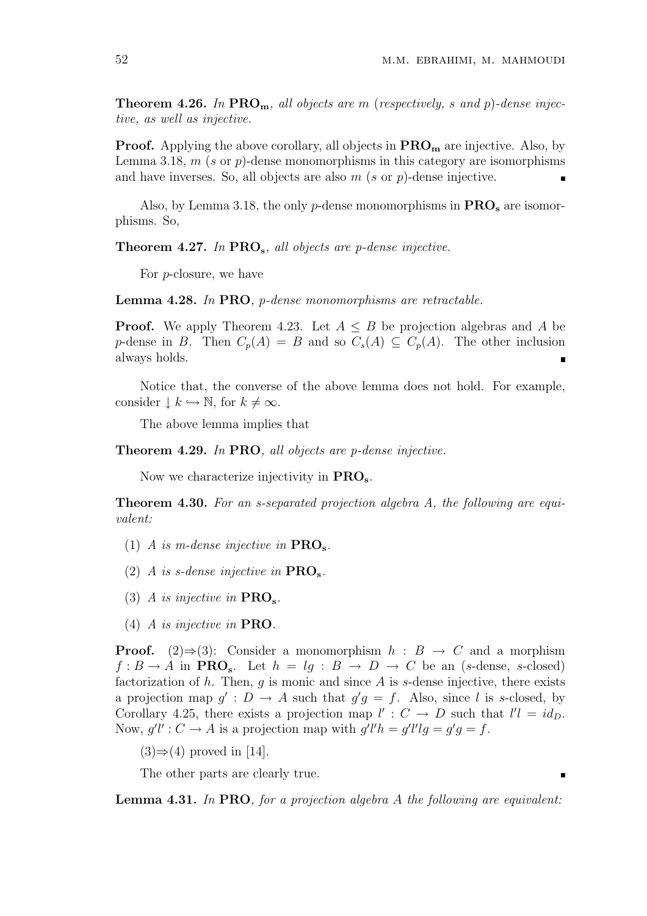**Theorem 4.26.** *In* $\mathbf{PRO_m}$*, all objects are* $m$ *(respectively,* $s$ *and* $p$*)-dense injective, as well as injective.*

**Proof.** Applying the above corollary, all objects in $\mathbf{PRO_m}$ are injective. Also, by Lemma 3.18, $m$ ($s$ or $p$)-dense monomorphisms in this category are isomorphisms and have inverses. So, all objects are also $m$ ($s$ or $p$)-dense injective. ∎

Also, by Lemma 3.18, the only $p$-dense monomorphisms in $\mathbf{PRO_s}$ are isomorphisms. So,

**Theorem 4.27.** *In* $\mathbf{PRO_s}$*, all objects are* $p$*-dense injective.*

For $p$-closure, we have

**Lemma 4.28.** *In* **PRO***,* $p$*-dense monomorphisms are retractable.*

**Proof.** We apply Theorem 4.23. Let $A \leq B$ be projection algebras and $A$ be $p$-dense in $B$. Then $C_p(A) = B$ and so $C_s(A) \subseteq C_p(A)$. The other inclusion always holds. ∎

Notice that, the converse of the above lemma does not hold. For example, consider $\downarrow k \hookrightarrow \mathbb{N}$, for $k \neq \infty$.

The above lemma implies that

**Theorem 4.29.** *In* **PRO***, all objects are* $p$*-dense injective.*

Now we characterize injectivity in $\mathbf{PRO_s}$.

**Theorem 4.30.** *For an* $s$*-separated projection algebra* $A$*, the following are equivalent:*

1. *$A$ is* $m$*-dense injective in* $\mathbf{PRO_s}$*.*
2. *$A$ is* $s$*-dense injective in* $\mathbf{PRO_s}$*.*
3. *$A$ is injective in* $\mathbf{PRO_s}$*.*
4. *$A$ is injective in* **PRO***.*

**Proof.** (2)⇒(3): Consider a monomorphism $h : B \to C$ and a morphism $f : B \to A$ in $\mathbf{PRO_s}$. Let $h = lg : B \to D \to C$ be an ($s$-dense, $s$-closed) factorization of $h$. Then, $g$ is monic and since $A$ is $s$-dense injective, there exists a projection map $g' : D \to A$ such that $g'g = f$. Also, since $l$ is $s$-closed, by Corollary 4.25, there exists a projection map $l' : C \to D$ such that $l'l = id_D$. Now, $g'l' : C \to A$ is a projection map with $g'l'h = g'l'lg = g'g = f$.

(3)⇒(4) proved in [14].

The other parts are clearly true. ∎

**Lemma 4.31.** *In* **PRO***, for a projection algebra* $A$ *the following are equivalent:*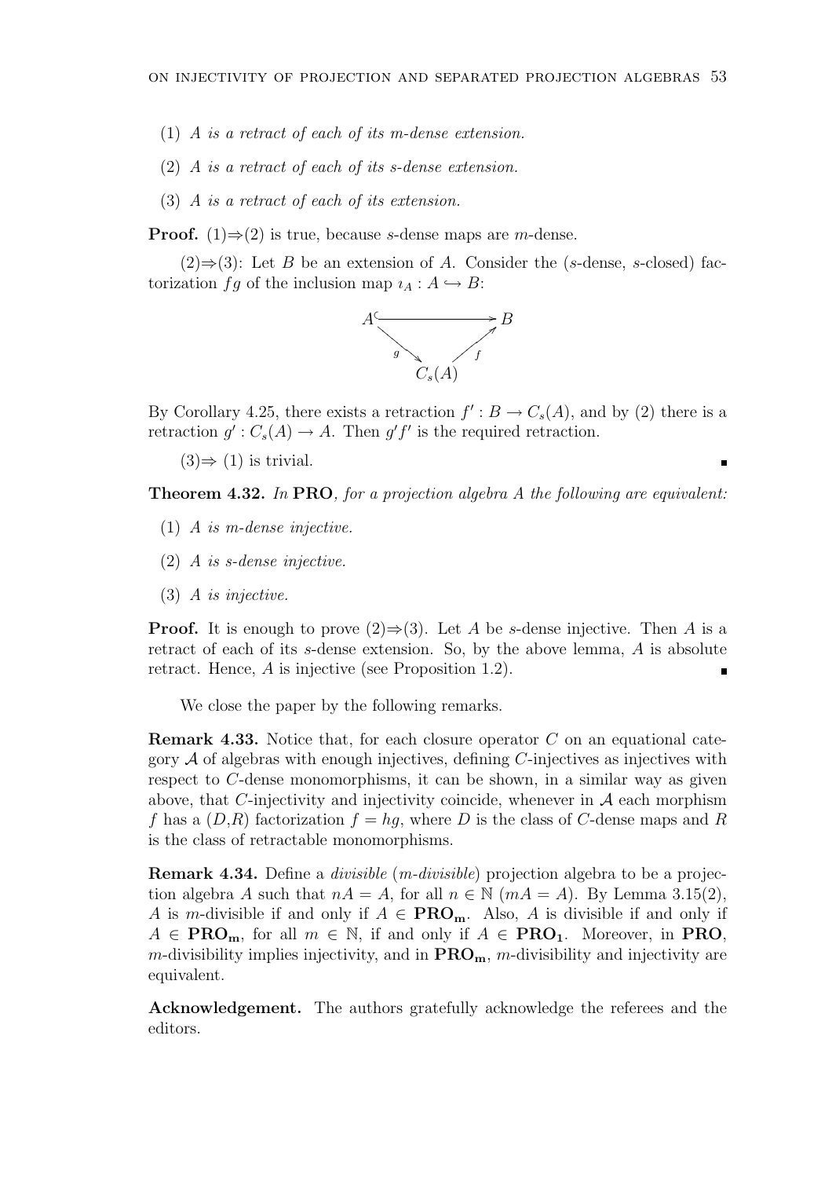(1) *A is a retract of each of its m-dense extension.*

(2) *A is a retract of each of its s-dense extension.*

(3) *A is a retract of each of its extension.*

**Proof.** (1)⇒(2) is true, because $s$-dense maps are $m$-dense.

(2)⇒(3): Let $B$ be an extension of $A$. Consider the ($s$-dense, $s$-closed) factorization $fg$ of the inclusion map $\imath_A : A \hookrightarrow B$:

$$\begin{array}{ccc} A & \hookrightarrow & B \\ & {\scriptstyle g}\searrow \quad \nearrow{\scriptstyle f} & \\ & C_s(A) & \end{array}$$

By Corollary 4.25, there exists a retraction $f' : B \to C_s(A)$, and by (2) there is a retraction $g' : C_s(A) \to A$. Then $g'f'$ is the required retraction.

(3)⇒ (1) is trivial. ∎

**Theorem 4.32.** *In* **PRO***, for a projection algebra A the following are equivalent:*

(1) *A is m-dense injective.*

(2) *A is s-dense injective.*

(3) *A is injective.*

**Proof.** It is enough to prove (2)⇒(3). Let $A$ be $s$-dense injective. Then $A$ is a retract of each of its $s$-dense extension. So, by the above lemma, $A$ is absolute retract. Hence, $A$ is injective (see Proposition 1.2). ∎

We close the paper by the following remarks.

**Remark 4.33.** Notice that, for each closure operator $C$ on an equational category $\mathcal{A}$ of algebras with enough injectives, defining $C$-injectives as injectives with respect to $C$-dense monomorphisms, it can be shown, in a similar way as given above, that $C$-injectivity and injectivity coincide, whenever in $\mathcal{A}$ each morphism $f$ has a ($D$,$R$) factorization $f = hg$, where $D$ is the class of $C$-dense maps and $R$ is the class of retractable monomorphisms.

**Remark 4.34.** Define a *divisible* (*m-divisible*) projection algebra to be a projection algebra $A$ such that $nA = A$, for all $n \in \mathbb{N}$ ($mA = A$). By Lemma 3.15(2), $A$ is $m$-divisible if and only if $A \in \mathbf{PRO_m}$. Also, $A$ is divisible if and only if $A \in \mathbf{PRO_m}$, for all $m \in \mathbb{N}$, if and only if $A \in \mathbf{PRO_1}$. Moreover, in **PRO**, $m$-divisibility implies injectivity, and in $\mathbf{PRO_m}$, $m$-divisibility and injectivity are equivalent.

**Acknowledgement.** The authors gratefully acknowledge the referees and the editors.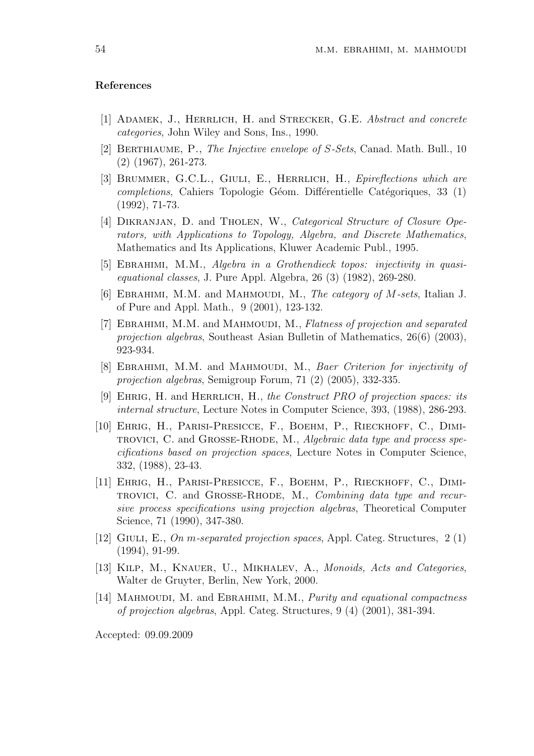## References

[1] Adamek, J., Herrlich, H. and Strecker, G.E. *Abstract and concrete categories*, John Wiley and Sons, Ins., 1990.

[2] Berthiaume, P., *The Injective envelope of S-Sets*, Canad. Math. Bull., 10 (2) (1967), 261-273.

[3] Brummer, G.C.L., Giuli, E., Herrlich, H., *Epireflections which are completions*, Cahiers Topologie Géom. Différentielle Catégoriques, 33 (1) (1992), 71-73.

[4] Dikranjan, D. and Tholen, W., *Categorical Structure of Closure Operators, with Applications to Topology, Algebra, and Discrete Mathematics*, Mathematics and Its Applications, Kluwer Academic Publ., 1995.

[5] Ebrahimi, M.M., *Algebra in a Grothendieck topos: injectivity in quasi-equational classes*, J. Pure Appl. Algebra, 26 (3) (1982), 269-280.

[6] Ebrahimi, M.M. and Mahmoudi, M., *The category of M-sets*, Italian J. of Pure and Appl. Math., 9 (2001), 123-132.

[7] Ebrahimi, M.M. and Mahmoudi, M., *Flatness of projection and separated projection algebras*, Southeast Asian Bulletin of Mathematics, 26(6) (2003), 923-934.

[8] Ebrahimi, M.M. and Mahmoudi, M., *Baer Criterion for injectivity of projection algebras*, Semigroup Forum, 71 (2) (2005), 332-335.

[9] Ehrig, H. and Herrlich, H., *the Construct PRO of projection spaces: its internal structure*, Lecture Notes in Computer Science, 393, (1988), 286-293.

[10] Ehrig, H., Parisi-Presicce, F., Boehm, P., Rieckhoff, C., Dimitrovici, C. and Grosse-Rhode, M., *Algebraic data type and process specifications based on projection spaces*, Lecture Notes in Computer Science, 332, (1988), 23-43.

[11] Ehrig, H., Parisi-Presicce, F., Boehm, P., Rieckhoff, C., Dimitrovici, C. and Grosse-Rhode, M., *Combining data type and recursive process specifications using projection algebras*, Theoretical Computer Science, 71 (1990), 347-380.

[12] Giuli, E., *On m-separated projection spaces*, Appl. Categ. Structures, 2 (1) (1994), 91-99.

[13] Kilp, M., Knauer, U., Mikhalev, A., *Monoids, Acts and Categories*, Walter de Gruyter, Berlin, New York, 2000.

[14] Mahmoudi, M. and Ebrahimi, M.M., *Purity and equational compactness of projection algebras*, Appl. Categ. Structures, 9 (4) (2001), 381-394.

Accepted: 09.09.2009